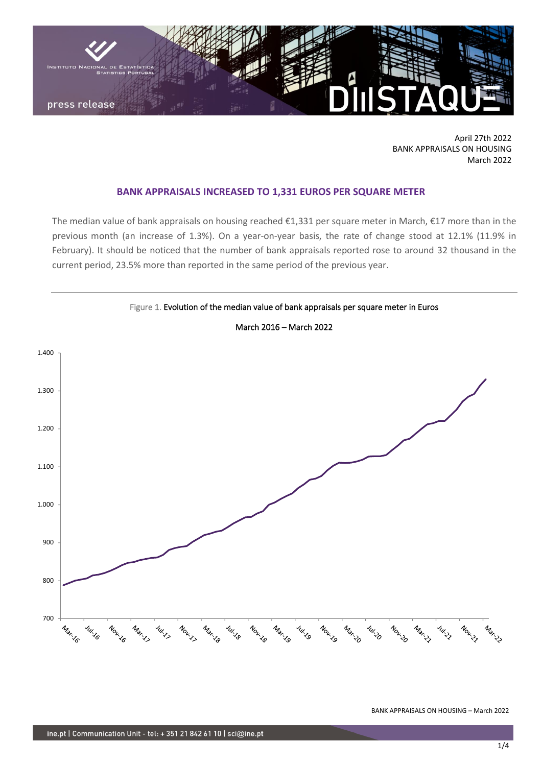April 27th 2022
BANK APPRAISALS ON HOUSING
March 2022

## BANK APPRAISALS INCREASED TO 1,331 EUROS PER SQUARE METER

The median value of bank appraisals on housing reached €1,331 per square meter in March, €17 more than in the previous month (an increase of 1.3%). On a year-on-year basis, the rate of change stood at 12.1% (11.9% in February). It should be noticed that the number of bank appraisals reported rose to around 32 thousand in the current period, 23.5% more than reported in the same period of the previous year.

Figure 1. Evolution of the median value of bank appraisals per square meter in Euros

March 2016 – March 2022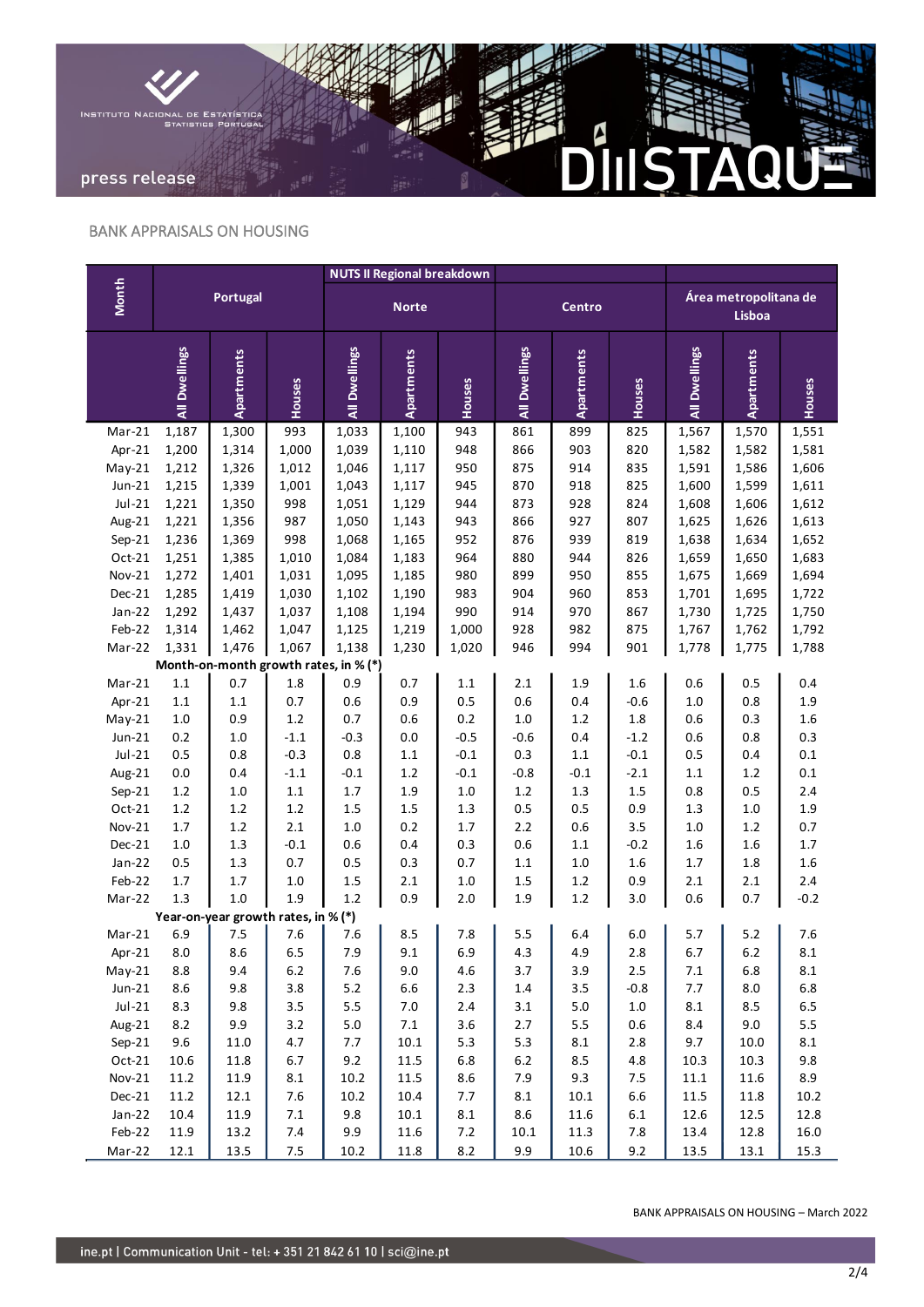## BANK APPRAISALS ON HOUSING

| Month | Portugal | | | NUTS II Regional breakdown – Norte | | | Centro | | | Área metropolitana de Lisboa | | |
|---|---|---|---|---|---|---|---|---|---|---|---|---|
| | All Dwellings | Apartments | Houses | All Dwellings | Apartments | Houses | All Dwellings | Apartments | Houses | All Dwellings | Apartments | Houses |
| Mar-21 | 1,187 | 1,300 | 993 | 1,033 | 1,100 | 943 | 861 | 899 | 825 | 1,567 | 1,570 | 1,551 |
| Apr-21 | 1,200 | 1,314 | 1,000 | 1,039 | 1,110 | 948 | 866 | 903 | 820 | 1,582 | 1,582 | 1,581 |
| May-21 | 1,212 | 1,326 | 1,012 | 1,046 | 1,117 | 950 | 875 | 914 | 835 | 1,591 | 1,586 | 1,606 |
| Jun-21 | 1,215 | 1,339 | 1,001 | 1,043 | 1,117 | 945 | 870 | 918 | 825 | 1,600 | 1,599 | 1,611 |
| Jul-21 | 1,221 | 1,350 | 998 | 1,051 | 1,129 | 944 | 873 | 928 | 824 | 1,608 | 1,606 | 1,612 |
| Aug-21 | 1,221 | 1,356 | 987 | 1,050 | 1,143 | 943 | 866 | 927 | 807 | 1,625 | 1,626 | 1,613 |
| Sep-21 | 1,236 | 1,369 | 998 | 1,068 | 1,165 | 952 | 876 | 939 | 819 | 1,638 | 1,634 | 1,652 |
| Oct-21 | 1,251 | 1,385 | 1,010 | 1,084 | 1,183 | 964 | 880 | 944 | 826 | 1,659 | 1,650 | 1,683 |
| Nov-21 | 1,272 | 1,401 | 1,031 | 1,095 | 1,185 | 980 | 899 | 950 | 855 | 1,675 | 1,669 | 1,694 |
| Dec-21 | 1,285 | 1,419 | 1,030 | 1,102 | 1,190 | 983 | 904 | 960 | 853 | 1,701 | 1,695 | 1,722 |
| Jan-22 | 1,292 | 1,437 | 1,037 | 1,108 | 1,194 | 990 | 914 | 970 | 867 | 1,730 | 1,725 | 1,750 |
| Feb-22 | 1,314 | 1,462 | 1,047 | 1,125 | 1,219 | 1,000 | 928 | 982 | 875 | 1,767 | 1,762 | 1,792 |
| Mar-22 | 1,331 | 1,476 | 1,067 | 1,138 | 1,230 | 1,020 | 946 | 994 | 901 | 1,778 | 1,775 | 1,788 |
| **Month-on-month growth rates, in % (*)** | | | | | | | | | | | | |
| Mar-21 | 1.1 | 0.7 | 1.8 | 0.9 | 0.7 | 1.1 | 2.1 | 1.9 | 1.6 | 0.6 | 0.5 | 0.4 |
| Apr-21 | 1.1 | 1.1 | 0.7 | 0.6 | 0.9 | 0.5 | 0.6 | 0.4 | -0.6 | 1.0 | 0.8 | 1.9 |
| May-21 | 1.0 | 0.9 | 1.2 | 0.7 | 0.6 | 0.2 | 1.0 | 1.2 | 1.8 | 0.6 | 0.3 | 1.6 |
| Jun-21 | 0.2 | 1.0 | -1.1 | -0.3 | 0.0 | -0.5 | -0.6 | 0.4 | -1.2 | 0.6 | 0.8 | 0.3 |
| Jul-21 | 0.5 | 0.8 | -0.3 | 0.8 | 1.1 | -0.1 | 0.3 | 1.1 | -0.1 | 0.5 | 0.4 | 0.1 |
| Aug-21 | 0.0 | 0.4 | -1.1 | -0.1 | 1.2 | -0.1 | -0.8 | -0.1 | -2.1 | 1.1 | 1.2 | 0.1 |
| Sep-21 | 1.2 | 1.0 | 1.1 | 1.7 | 1.9 | 1.0 | 1.2 | 1.3 | 1.5 | 0.8 | 0.5 | 2.4 |
| Oct-21 | 1.2 | 1.2 | 1.2 | 1.5 | 1.5 | 1.3 | 0.5 | 0.5 | 0.9 | 1.3 | 1.0 | 1.9 |
| Nov-21 | 1.7 | 1.2 | 2.1 | 1.0 | 0.2 | 1.7 | 2.2 | 0.6 | 3.5 | 1.0 | 1.2 | 0.7 |
| Dec-21 | 1.0 | 1.3 | -0.1 | 0.6 | 0.4 | 0.3 | 0.6 | 1.1 | -0.2 | 1.6 | 1.6 | 1.7 |
| Jan-22 | 0.5 | 1.3 | 0.7 | 0.5 | 0.3 | 0.7 | 1.1 | 1.0 | 1.6 | 1.7 | 1.8 | 1.6 |
| Feb-22 | 1.7 | 1.7 | 1.0 | 1.5 | 2.1 | 1.0 | 1.5 | 1.2 | 0.9 | 2.1 | 2.1 | 2.4 |
| Mar-22 | 1.3 | 1.0 | 1.9 | 1.2 | 0.9 | 2.0 | 1.9 | 1.2 | 3.0 | 0.6 | 0.7 | -0.2 |
| **Year-on-year growth rates, in % (*)** | | | | | | | | | | | | |
| Mar-21 | 6.9 | 7.5 | 7.6 | 7.6 | 8.5 | 7.8 | 5.5 | 6.4 | 6.0 | 5.7 | 5.2 | 7.6 |
| Apr-21 | 8.0 | 8.6 | 6.5 | 7.9 | 9.1 | 6.9 | 4.3 | 4.9 | 2.8 | 6.7 | 6.2 | 8.1 |
| May-21 | 8.8 | 9.4 | 6.2 | 7.6 | 9.0 | 4.6 | 3.7 | 3.9 | 2.5 | 7.1 | 6.8 | 8.1 |
| Jun-21 | 8.6 | 9.8 | 3.8 | 5.2 | 6.6 | 2.3 | 1.4 | 3.5 | -0.8 | 7.7 | 8.0 | 6.8 |
| Jul-21 | 8.3 | 9.8 | 3.5 | 5.5 | 7.0 | 2.4 | 3.1 | 5.0 | 1.0 | 8.1 | 8.5 | 6.5 |
| Aug-21 | 8.2 | 9.9 | 3.2 | 5.0 | 7.1 | 3.6 | 2.7 | 5.5 | 0.6 | 8.4 | 9.0 | 5.5 |
| Sep-21 | 9.6 | 11.0 | 4.7 | 7.7 | 10.1 | 5.3 | 5.3 | 8.1 | 2.8 | 9.7 | 10.0 | 8.1 |
| Oct-21 | 10.6 | 11.8 | 6.7 | 9.2 | 11.5 | 6.8 | 6.2 | 8.5 | 4.8 | 10.3 | 10.3 | 9.8 |
| Nov-21 | 11.2 | 11.9 | 8.1 | 10.2 | 11.5 | 8.6 | 7.9 | 9.3 | 7.5 | 11.1 | 11.6 | 8.9 |
| Dec-21 | 11.2 | 12.1 | 7.6 | 10.2 | 10.4 | 7.7 | 8.1 | 10.1 | 6.6 | 11.5 | 11.8 | 10.2 |
| Jan-22 | 10.4 | 11.9 | 7.1 | 9.8 | 10.1 | 8.1 | 8.6 | 11.6 | 6.1 | 12.6 | 12.5 | 12.8 |
| Feb-22 | 11.9 | 13.2 | 7.4 | 9.9 | 11.6 | 7.2 | 10.1 | 11.3 | 7.8 | 13.4 | 12.8 | 16.0 |
| Mar-22 | 12.1 | 13.5 | 7.5 | 10.2 | 11.8 | 8.2 | 9.9 | 10.6 | 9.2 | 13.5 | 13.1 | 15.3 |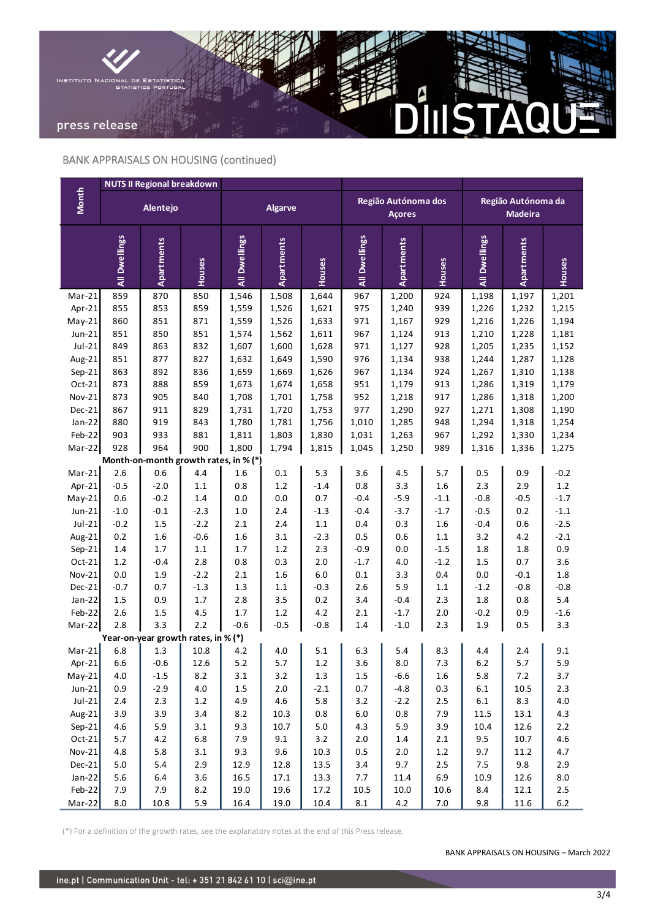## BANK APPRAISALS ON HOUSING (continued)

| Month | NUTS II Regional breakdown | | | | | | | | | | | |
|---|---|---|---|---|---|---|---|---|---|---|---|---|
| | Alentejo | | | Algarve | | | Região Autónoma dos Açores | | | Região Autónoma da Madeira | | |
| | All Dwellings | Apartments | Houses | All Dwellings | Apartments | Houses | All Dwellings | Apartments | Houses | All Dwellings | Apartments | Houses |
| Mar-21 | 859 | 870 | 850 | 1,546 | 1,508 | 1,644 | 967 | 1,200 | 924 | 1,198 | 1,197 | 1,201 |
| Apr-21 | 855 | 853 | 859 | 1,559 | 1,526 | 1,621 | 975 | 1,240 | 939 | 1,226 | 1,232 | 1,215 |
| May-21 | 860 | 851 | 871 | 1,559 | 1,526 | 1,633 | 971 | 1,167 | 929 | 1,216 | 1,226 | 1,194 |
| Jun-21 | 851 | 850 | 851 | 1,574 | 1,562 | 1,611 | 967 | 1,124 | 913 | 1,210 | 1,228 | 1,181 |
| Jul-21 | 849 | 863 | 832 | 1,607 | 1,600 | 1,628 | 971 | 1,127 | 928 | 1,205 | 1,235 | 1,152 |
| Aug-21 | 851 | 877 | 827 | 1,632 | 1,649 | 1,590 | 976 | 1,134 | 938 | 1,244 | 1,287 | 1,128 |
| Sep-21 | 863 | 892 | 836 | 1,659 | 1,669 | 1,626 | 967 | 1,134 | 924 | 1,267 | 1,310 | 1,138 |
| Oct-21 | 873 | 888 | 859 | 1,673 | 1,674 | 1,658 | 951 | 1,179 | 913 | 1,286 | 1,319 | 1,179 |
| Nov-21 | 873 | 905 | 840 | 1,708 | 1,701 | 1,758 | 952 | 1,218 | 917 | 1,286 | 1,318 | 1,200 |
| Dec-21 | 867 | 911 | 829 | 1,731 | 1,720 | 1,753 | 977 | 1,290 | 927 | 1,271 | 1,308 | 1,190 |
| Jan-22 | 880 | 919 | 843 | 1,780 | 1,781 | 1,756 | 1,010 | 1,285 | 948 | 1,294 | 1,318 | 1,254 |
| Feb-22 | 903 | 933 | 881 | 1,811 | 1,803 | 1,830 | 1,031 | 1,263 | 967 | 1,292 | 1,330 | 1,234 |
| Mar-22 | 928 | 964 | 900 | 1,800 | 1,794 | 1,815 | 1,045 | 1,250 | 989 | 1,316 | 1,336 | 1,275 |
| | **Month-on-month growth rates, in % (*)** | | | | | | | | | | | |
| Mar-21 | 2.6 | 0.6 | 4.4 | 1.6 | 0.1 | 5.3 | 3.6 | 4.5 | 5.7 | 0.5 | 0.9 | -0.2 |
| Apr-21 | -0.5 | -2.0 | 1.1 | 0.8 | 1.2 | -1.4 | 0.8 | 3.3 | 1.6 | 2.3 | 2.9 | 1.2 |
| May-21 | 0.6 | -0.2 | 1.4 | 0.0 | 0.0 | 0.7 | -0.4 | -5.9 | -1.1 | -0.8 | -0.5 | -1.7 |
| Jun-21 | -1.0 | -0.1 | -2.3 | 1.0 | 2.4 | -1.3 | -0.4 | -3.7 | -1.7 | -0.5 | 0.2 | -1.1 |
| Jul-21 | -0.2 | 1.5 | -2.2 | 2.1 | 2.4 | 1.1 | 0.4 | 0.3 | 1.6 | -0.4 | 0.6 | -2.5 |
| Aug-21 | 0.2 | 1.6 | -0.6 | 1.6 | 3.1 | -2.3 | 0.5 | 0.6 | 1.1 | 3.2 | 4.2 | -2.1 |
| Sep-21 | 1.4 | 1.7 | 1.1 | 1.7 | 1.2 | 2.3 | -0.9 | 0.0 | -1.5 | 1.8 | 1.8 | 0.9 |
| Oct-21 | 1.2 | -0.4 | 2.8 | 0.8 | 0.3 | 2.0 | -1.7 | 4.0 | -1.2 | 1.5 | 0.7 | 3.6 |
| Nov-21 | 0.0 | 1.9 | -2.2 | 2.1 | 1.6 | 6.0 | 0.1 | 3.3 | 0.4 | 0.0 | -0.1 | 1.8 |
| Dec-21 | -0.7 | 0.7 | -1.3 | 1.3 | 1.1 | -0.3 | 2.6 | 5.9 | 1.1 | -1.2 | -0.8 | -0.8 |
| Jan-22 | 1.5 | 0.9 | 1.7 | 2.8 | 3.5 | 0.2 | 3.4 | -0.4 | 2.3 | 1.8 | 0.8 | 5.4 |
| Feb-22 | 2.6 | 1.5 | 4.5 | 1.7 | 1.2 | 4.2 | 2.1 | -1.7 | 2.0 | -0.2 | 0.9 | -1.6 |
| Mar-22 | 2.8 | 3.3 | 2.2 | -0.6 | -0.5 | -0.8 | 1.4 | -1.0 | 2.3 | 1.9 | 0.5 | 3.3 |
| | **Year-on-year growth rates, in % (*)** | | | | | | | | | | | |
| Mar-21 | 6.8 | 1.3 | 10.8 | 4.2 | 4.0 | 5.1 | 6.3 | 5.4 | 8.3 | 4.4 | 2.4 | 9.1 |
| Apr-21 | 6.6 | -0.6 | 12.6 | 5.2 | 5.7 | 1.2 | 3.6 | 8.0 | 7.3 | 6.2 | 5.7 | 5.9 |
| May-21 | 4.0 | -1.5 | 8.2 | 3.1 | 3.2 | 1.3 | 1.5 | -6.6 | 1.6 | 5.8 | 7.2 | 3.7 |
| Jun-21 | 0.9 | -2.9 | 4.0 | 1.5 | 2.0 | -2.1 | 0.7 | -4.8 | 0.3 | 6.1 | 10.5 | 2.3 |
| Jul-21 | 2.4 | 2.3 | 1.2 | 4.9 | 4.6 | 5.8 | 3.2 | -2.2 | 2.5 | 6.1 | 8.3 | 4.0 |
| Aug-21 | 3.9 | 3.9 | 3.4 | 8.2 | 10.3 | 0.8 | 6.0 | 0.8 | 7.9 | 11.5 | 13.1 | 4.3 |
| Sep-21 | 4.6 | 5.9 | 3.1 | 9.3 | 10.7 | 5.0 | 4.3 | 5.9 | 3.9 | 10.4 | 12.6 | 2.2 |
| Oct-21 | 5.7 | 4.2 | 6.8 | 7.9 | 9.1 | 3.2 | 2.0 | 1.4 | 2.1 | 9.5 | 10.7 | 4.6 |
| Nov-21 | 4.8 | 5.8 | 3.1 | 9.3 | 9.6 | 10.3 | 0.5 | 2.0 | 1.2 | 9.7 | 11.2 | 4.7 |
| Dec-21 | 5.0 | 5.4 | 2.9 | 12.9 | 12.8 | 13.5 | 3.4 | 9.7 | 2.5 | 7.5 | 9.8 | 2.9 |
| Jan-22 | 5.6 | 6.4 | 3.6 | 16.5 | 17.1 | 13.3 | 7.7 | 11.4 | 6.9 | 10.9 | 12.6 | 8.0 |
| Feb-22 | 7.9 | 7.9 | 8.2 | 19.0 | 19.6 | 17.2 | 10.5 | 10.0 | 10.6 | 8.4 | 12.1 | 2.5 |
| Mar-22 | 8.0 | 10.8 | 5.9 | 16.4 | 19.0 | 10.4 | 8.1 | 4.2 | 7.0 | 9.8 | 11.6 | 6.2 |

(*) For a definition of the growth rates, see the explanatory notes at the end of this Press release.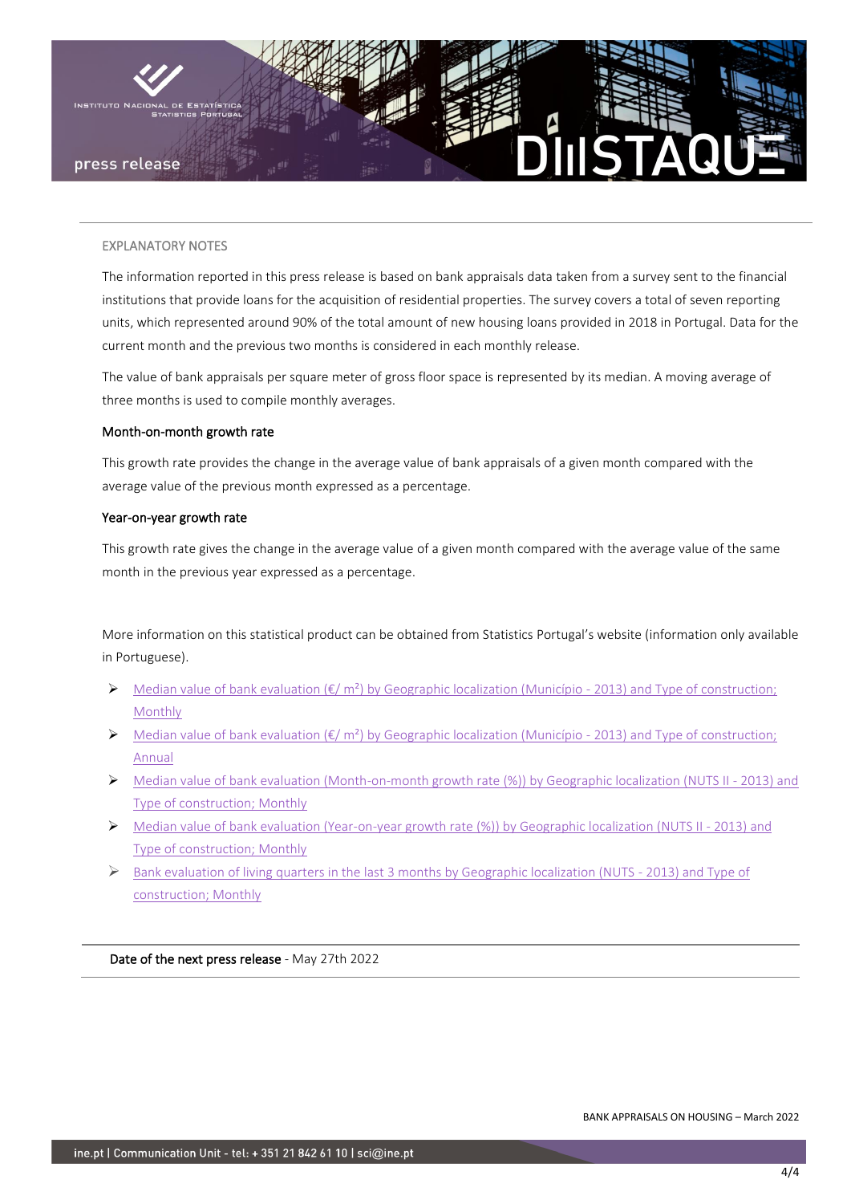## EXPLANATORY NOTES

The information reported in this press release is based on bank appraisals data taken from a survey sent to the financial institutions that provide loans for the acquisition of residential properties. The survey covers a total of seven reporting units, which represented around 90% of the total amount of new housing loans provided in 2018 in Portugal. Data for the current month and the previous two months is considered in each monthly release.

The value of bank appraisals per square meter of gross floor space is represented by its median. A moving average of three months is used to compile monthly averages.

### Month-on-month growth rate

This growth rate provides the change in the average value of bank appraisals of a given month compared with the average value of the previous month expressed as a percentage.

### Year-on-year growth rate

This growth rate gives the change in the average value of a given month compared with the average value of the same month in the previous year expressed as a percentage.

More information on this statistical product can be obtained from Statistics Portugal's website (information only available in Portuguese).

- Median value of bank evaluation (€/ m²) by Geographic localization (Município - 2013) and Type of construction; Monthly
- Median value of bank evaluation (€/ m²) by Geographic localization (Município - 2013) and Type of construction; Annual
- Median value of bank evaluation (Month-on-month growth rate (%)) by Geographic localization (NUTS II - 2013) and Type of construction; Monthly
- Median value of bank evaluation (Year-on-year growth rate (%)) by Geographic localization (NUTS II - 2013) and Type of construction; Monthly
- Bank evaluation of living quarters in the last 3 months by Geographic localization (NUTS - 2013) and Type of construction; Monthly

**Date of the next press release** - May 27th 2022